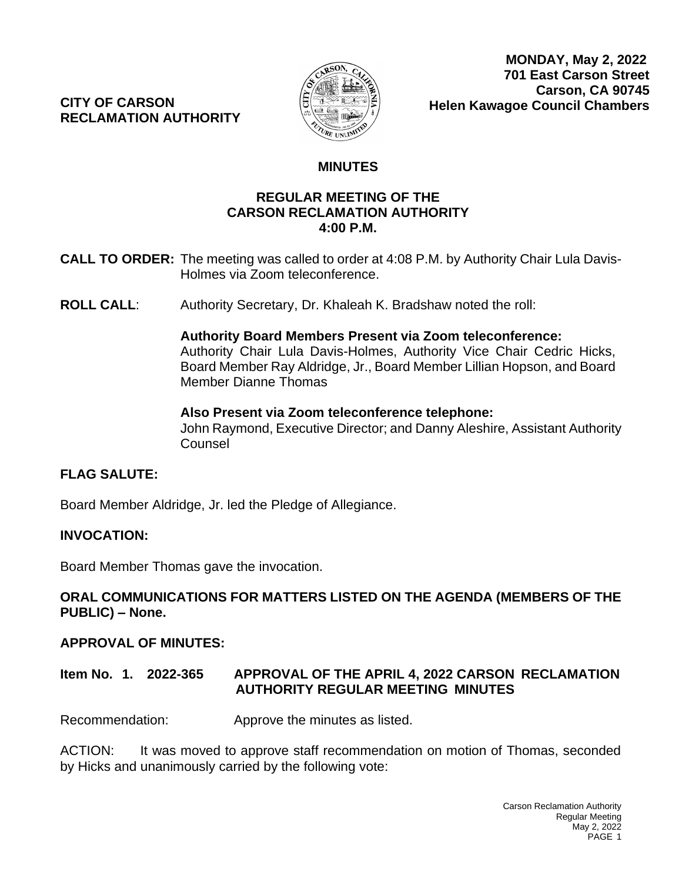**CITY OF CARSON RECLAMATION AUTHORITY**

**MONDAY, May 2, 2022**
**701 East Carson Street**
**Carson, CA 90745**
**Helen Kawagoe Council Chambers**

## MINUTES

### REGULAR MEETING OF THE CARSON RECLAMATION AUTHORITY 4:00 P.M.

**CALL TO ORDER:** The meeting was called to order at 4:08 P.M. by Authority Chair Lula Davis-Holmes via Zoom teleconference.

**ROLL CALL**: Authority Secretary, Dr. Khaleah K. Bradshaw noted the roll:

**Authority Board Members Present via Zoom teleconference:**
Authority Chair Lula Davis-Holmes, Authority Vice Chair Cedric Hicks, Board Member Ray Aldridge, Jr., Board Member Lillian Hopson, and Board Member Dianne Thomas

**Also Present via Zoom teleconference telephone:**
John Raymond, Executive Director; and Danny Aleshire, Assistant Authority Counsel

**FLAG SALUTE:**

Board Member Aldridge, Jr. led the Pledge of Allegiance.

**INVOCATION:**

Board Member Thomas gave the invocation.

**ORAL COMMUNICATIONS FOR MATTERS LISTED ON THE AGENDA (MEMBERS OF THE PUBLIC) – None.**

**APPROVAL OF MINUTES:**

**Item No. 1. 2022-365 APPROVAL OF THE APRIL 4, 2022 CARSON RECLAMATION AUTHORITY REGULAR MEETING MINUTES**

Recommendation: Approve the minutes as listed.

ACTION: It was moved to approve staff recommendation on motion of Thomas, seconded by Hicks and unanimously carried by the following vote: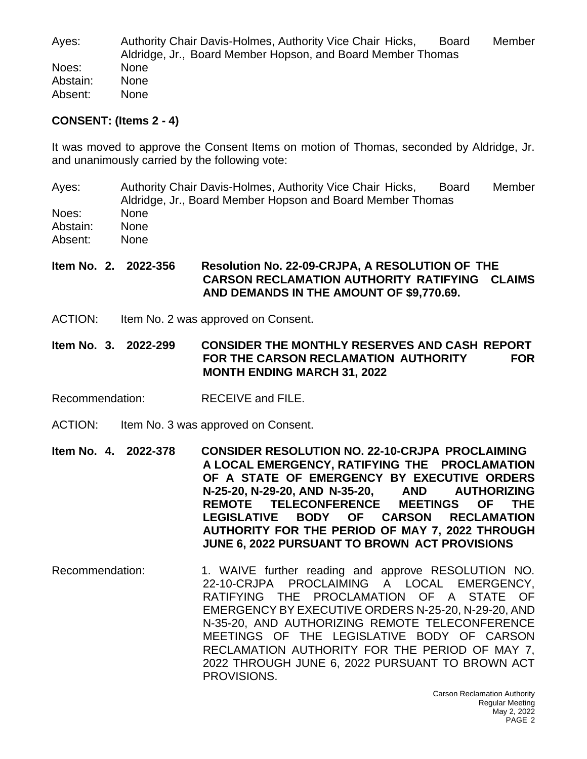Ayes: Authority Chair Davis-Holmes, Authority Vice Chair Hicks, Board Member Aldridge, Jr., Board Member Hopson, and Board Member Thomas
Noes: None
Abstain: None
Absent: None

**CONSENT: (Items 2 - 4)**

It was moved to approve the Consent Items on motion of Thomas, seconded by Aldridge, Jr. and unanimously carried by the following vote:

Ayes: Authority Chair Davis-Holmes, Authority Vice Chair Hicks, Board Member Aldridge, Jr., Board Member Hopson and Board Member Thomas
Noes: None
Abstain: None
Absent: None

**Item No. 2. 2022-356 Resolution No. 22-09-CRJPA, A RESOLUTION OF THE CARSON RECLAMATION AUTHORITY RATIFYING CLAIMS AND DEMANDS IN THE AMOUNT OF $9,770.69.**

ACTION: Item No. 2 was approved on Consent.

**Item No. 3. 2022-299 CONSIDER THE MONTHLY RESERVES AND CASH REPORT FOR THE CARSON RECLAMATION AUTHORITY FOR MONTH ENDING MARCH 31, 2022**

Recommendation: RECEIVE and FILE.

ACTION: Item No. 3 was approved on Consent.

**Item No. 4. 2022-378 CONSIDER RESOLUTION NO. 22-10-CRJPA PROCLAIMING A LOCAL EMERGENCY, RATIFYING THE PROCLAMATION OF A STATE OF EMERGENCY BY EXECUTIVE ORDERS N-25-20, N-29-20, AND N-35-20, AND AUTHORIZING REMOTE TELECONFERENCE MEETINGS OF THE LEGISLATIVE BODY OF CARSON RECLAMATION AUTHORITY FOR THE PERIOD OF MAY 7, 2022 THROUGH JUNE 6, 2022 PURSUANT TO BROWN ACT PROVISIONS**

Recommendation: 1. WAIVE further reading and approve RESOLUTION NO. 22-10-CRJPA PROCLAIMING A LOCAL EMERGENCY, RATIFYING THE PROCLAMATION OF A STATE OF EMERGENCY BY EXECUTIVE ORDERS N-25-20, N-29-20, AND N-35-20, AND AUTHORIZING REMOTE TELECONFERENCE MEETINGS OF THE LEGISLATIVE BODY OF CARSON RECLAMATION AUTHORITY FOR THE PERIOD OF MAY 7, 2022 THROUGH JUNE 6, 2022 PURSUANT TO BROWN ACT PROVISIONS.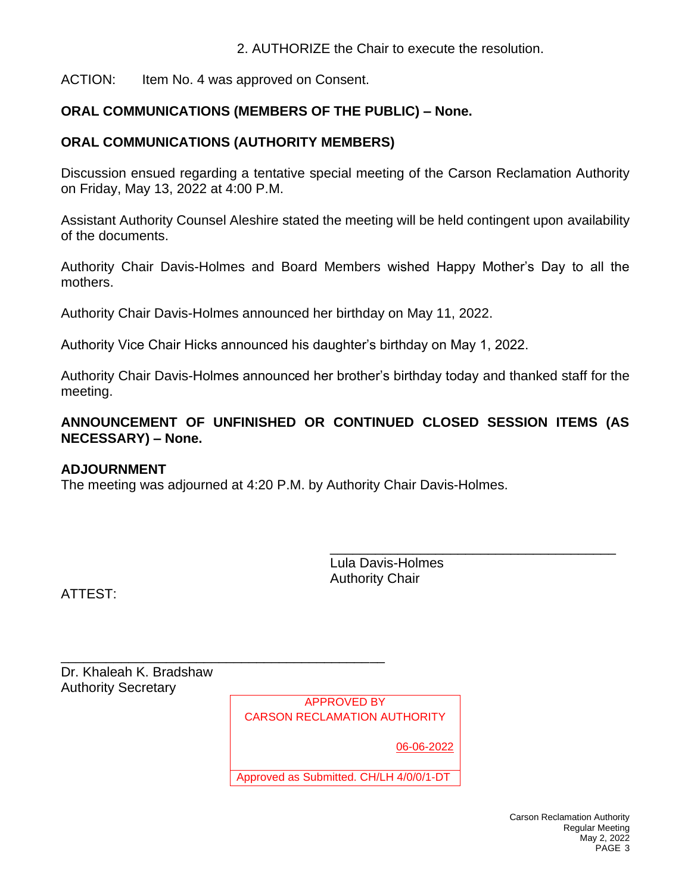2. AUTHORIZE the Chair to execute the resolution.

ACTION: Item No. 4 was approved on Consent.

**ORAL COMMUNICATIONS (MEMBERS OF THE PUBLIC) – None.**

**ORAL COMMUNICATIONS (AUTHORITY MEMBERS)**

Discussion ensued regarding a tentative special meeting of the Carson Reclamation Authority on Friday, May 13, 2022 at 4:00 P.M.

Assistant Authority Counsel Aleshire stated the meeting will be held contingent upon availability of the documents.

Authority Chair Davis-Holmes and Board Members wished Happy Mother's Day to all the mothers.

Authority Chair Davis-Holmes announced her birthday on May 11, 2022.

Authority Vice Chair Hicks announced his daughter's birthday on May 1, 2022.

Authority Chair Davis-Holmes announced her brother's birthday today and thanked staff for the meeting.

**ANNOUNCEMENT OF UNFINISHED OR CONTINUED CLOSED SESSION ITEMS (AS NECESSARY) – None.**

**ADJOURNMENT**
The meeting was adjourned at 4:20 P.M. by Authority Chair Davis-Holmes.

\_\_\_\_\_\_\_\_\_\_\_\_\_\_\_\_\_\_\_\_\_\_\_\_\_\_\_\_\_\_\_\_\_\_\_\_\_\_
Lula Davis-Holmes
Authority Chair

ATTEST:

\_\_\_\_\_\_\_\_\_\_\_\_\_\_\_\_\_\_\_\_\_\_\_\_\_\_\_\_\_\_\_\_\_\_\_\_\_\_\_\_\_\_\_
Dr. Khaleah K. Bradshaw
Authority Secretary

APPROVED BY
CARSON RECLAMATION AUTHORITY
06-06-2022
Approved as Submitted. CH/LH 4/0/0/1-DT